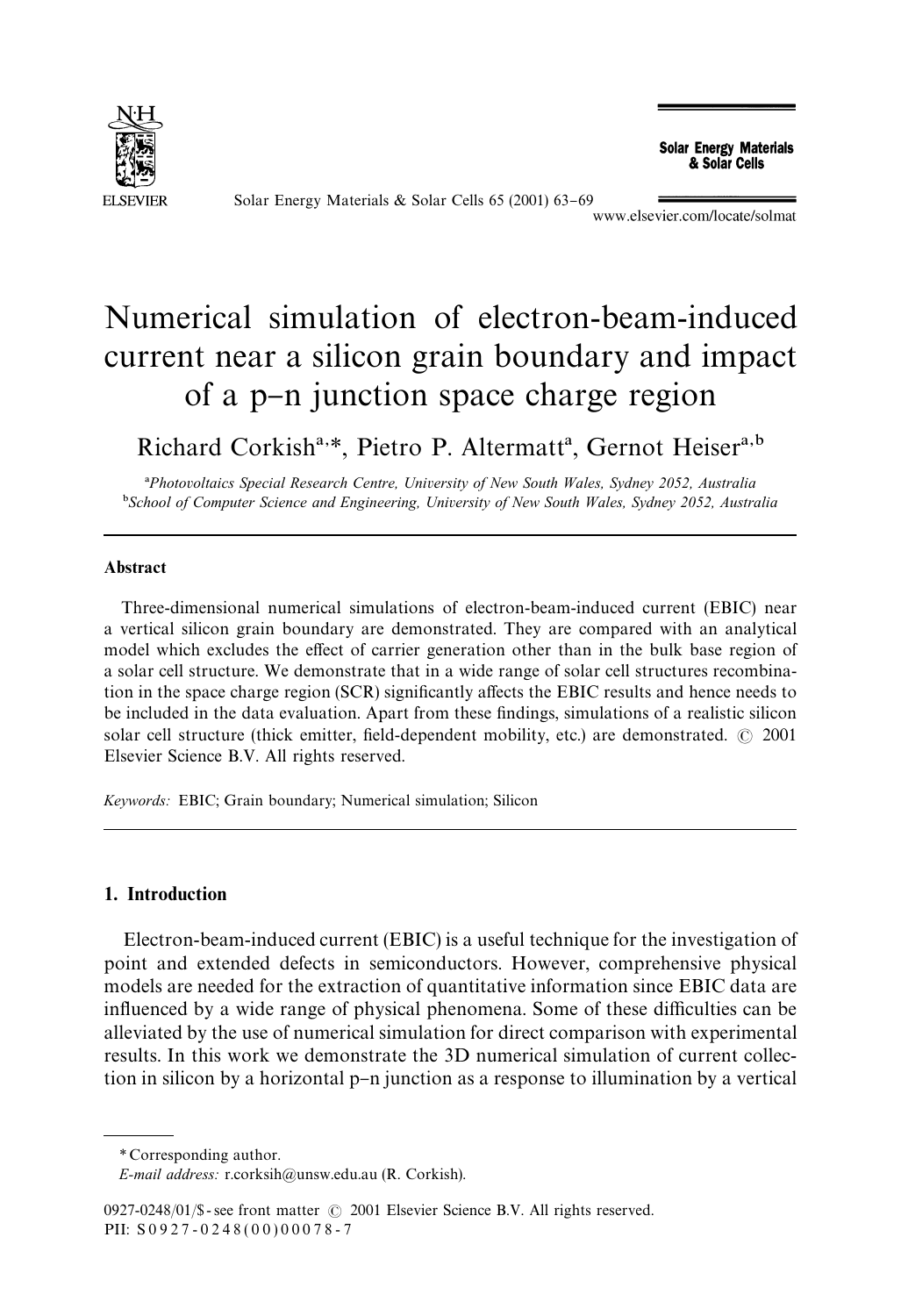# Numerical simulation of electron-beam-induced current near a silicon grain boundary and impact of a p–n junction space charge region

Richard Corkish[a,*], Pietro P. Altermatt[a], Gernot Heiser[a,b]

[a] *Photovoltaics Special Research Centre, University of New South Wales, Sydney 2052, Australia*
[b] *School of Computer Science and Engineering, University of New South Wales, Sydney 2052, Australia*

## Abstract

Three-dimensional numerical simulations of electron-beam-induced current (EBIC) near a vertical silicon grain boundary are demonstrated. They are compared with an analytical model which excludes the effect of carrier generation other than in the bulk base region of a solar cell structure. We demonstrate that in a wide range of solar cell structures recombination in the space charge region (SCR) significantly affects the EBIC results and hence needs to be included in the data evaluation. Apart from these findings, simulations of a realistic silicon solar cell structure (thick emitter, field-dependent mobility, etc.) are demonstrated. © 2001 Elsevier Science B.V. All rights reserved.

*Keywords:* EBIC; Grain boundary; Numerical simulation; Silicon

## 1. Introduction

Electron-beam-induced current (EBIC) is a useful technique for the investigation of point and extended defects in semiconductors. However, comprehensive physical models are needed for the extraction of quantitative information since EBIC data are influenced by a wide range of physical phenomena. Some of these difficulties can be alleviated by the use of numerical simulation for direct comparison with experimental results. In this work we demonstrate the 3D numerical simulation of current collection in silicon by a horizontal p–n junction as a response to illumination by a vertical

---

* Corresponding author.
*E-mail address:* r.corksih@unsw.edu.au (R. Corkish).

0927-0248/01/$ - see front matter © 2001 Elsevier Science B.V. All rights reserved.
PII: S0927-0248(00)00078-7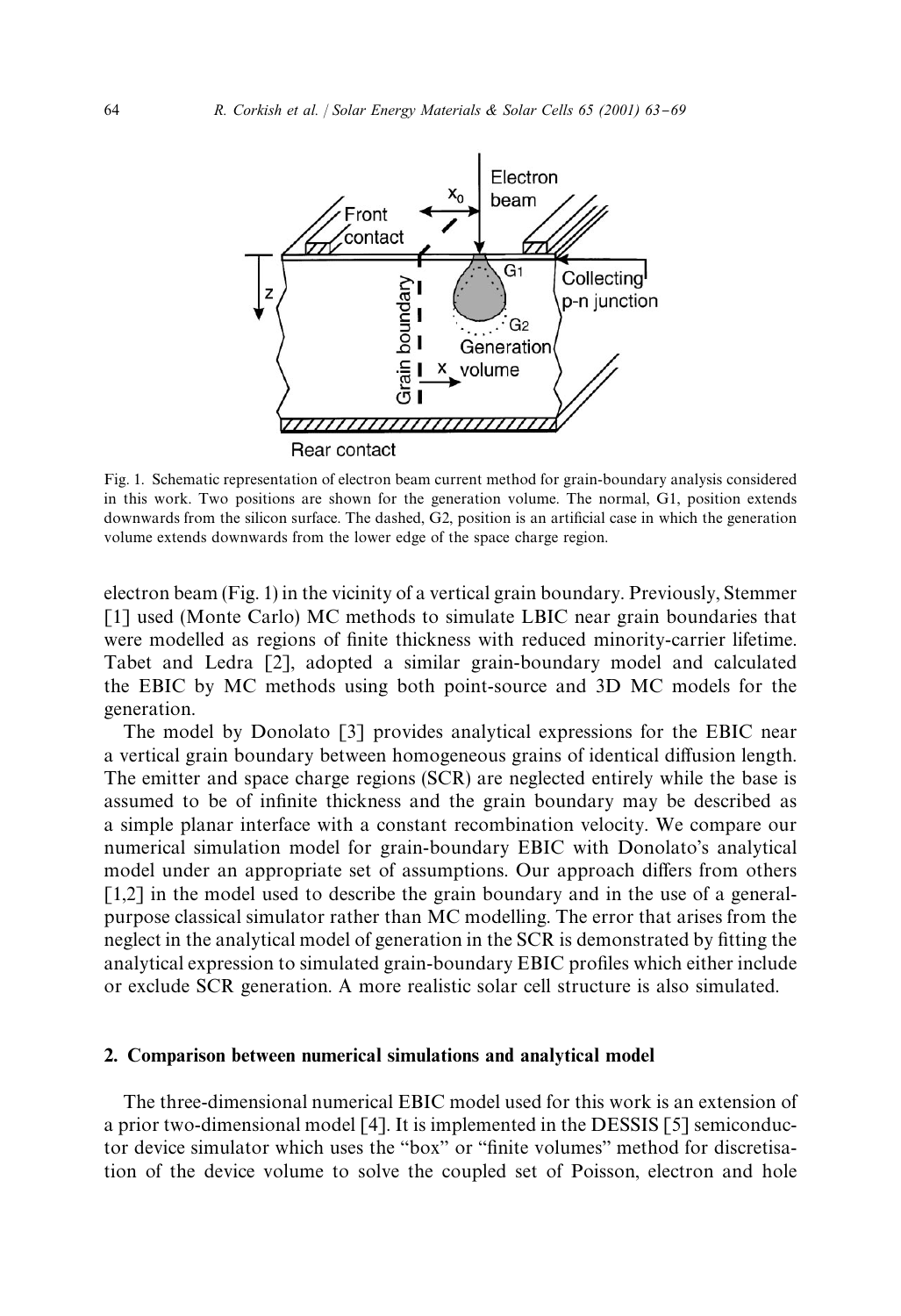Fig. 1. Schematic representation of electron beam current method for grain-boundary analysis considered in this work. Two positions are shown for the generation volume. The normal, G1, position extends downwards from the silicon surface. The dashed, G2, position is an artificial case in which the generation volume extends downwards from the lower edge of the space charge region.

electron beam (Fig. 1) in the vicinity of a vertical grain boundary. Previously, Stemmer [1] used (Monte Carlo) MC methods to simulate LBIC near grain boundaries that were modelled as regions of finite thickness with reduced minority-carrier lifetime. Tabet and Ledra [2], adopted a similar grain-boundary model and calculated the EBIC by MC methods using both point-source and 3D MC models for the generation.

The model by Donolato [3] provides analytical expressions for the EBIC near a vertical grain boundary between homogeneous grains of identical diffusion length. The emitter and space charge regions (SCR) are neglected entirely while the base is assumed to be of infinite thickness and the grain boundary may be described as a simple planar interface with a constant recombination velocity. We compare our numerical simulation model for grain-boundary EBIC with Donolato's analytical model under an appropriate set of assumptions. Our approach differs from others [1,2] in the model used to describe the grain boundary and in the use of a general-purpose classical simulator rather than MC modelling. The error that arises from the neglect in the analytical model of generation in the SCR is demonstrated by fitting the analytical expression to simulated grain-boundary EBIC profiles which either include or exclude SCR generation. A more realistic solar cell structure is also simulated.

## 2. Comparison between numerical simulations and analytical model

The three-dimensional numerical EBIC model used for this work is an extension of a prior two-dimensional model [4]. It is implemented in the DESSIS [5] semiconductor device simulator which uses the "box" or "finite volumes" method for discretisation of the device volume to solve the coupled set of Poisson, electron and hole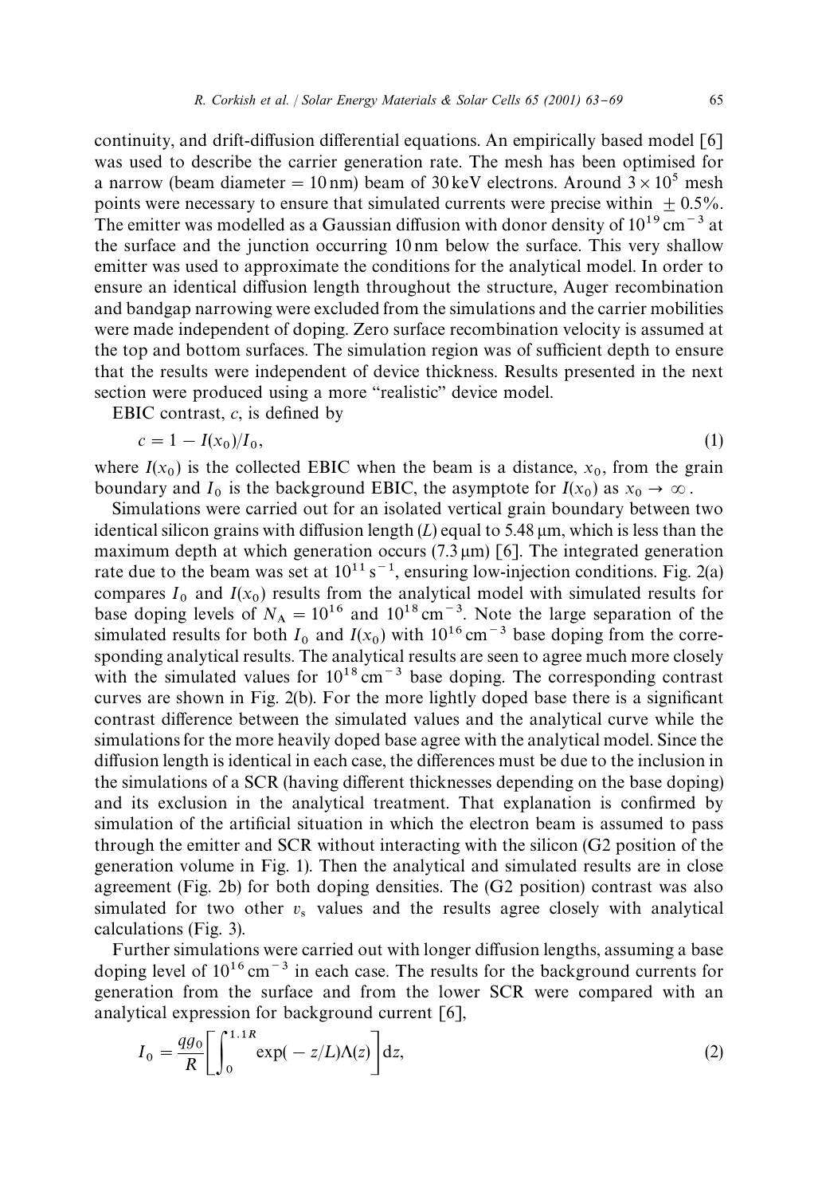continuity, and drift-diffusion differential equations. An empirically based model [6] was used to describe the carrier generation rate. The mesh has been optimised for a narrow (beam diameter = 10 nm) beam of 30 keV electrons. Around $3 \times 10^5$ mesh points were necessary to ensure that simulated currents were precise within $\pm 0.5\%$. The emitter was modelled as a Gaussian diffusion with donor density of $10^{19}\,\mathrm{cm}^{-3}$ at the surface and the junction occurring 10 nm below the surface. This very shallow emitter was used to approximate the conditions for the analytical model. In order to ensure an identical diffusion length throughout the structure, Auger recombination and bandgap narrowing were excluded from the simulations and the carrier mobilities were made independent of doping. Zero surface recombination velocity is assumed at the top and bottom surfaces. The simulation region was of sufficient depth to ensure that the results were independent of device thickness. Results presented in the next section were produced using a more "realistic" device model.

EBIC contrast, $c$, is defined by

$$c = 1 - I(x_0)/I_0, \tag{1}$$

where $I(x_0)$ is the collected EBIC when the beam is a distance, $x_0$, from the grain boundary and $I_0$ is the background EBIC, the asymptote for $I(x_0)$ as $x_0 \to \infty$.

Simulations were carried out for an isolated vertical grain boundary between two identical silicon grains with diffusion length ($L$) equal to 5.48 μm, which is less than the maximum depth at which generation occurs (7.3 μm) [6]. The integrated generation rate due to the beam was set at $10^{11}\,\mathrm{s}^{-1}$, ensuring low-injection conditions. Fig. 2(a) compares $I_0$ and $I(x_0)$ results from the analytical model with simulated results for base doping levels of $N_A = 10^{16}$ and $10^{18}\,\mathrm{cm}^{-3}$. Note the large separation of the simulated results for both $I_0$ and $I(x_0)$ with $10^{16}\,\mathrm{cm}^{-3}$ base doping from the corresponding analytical results. The analytical results are seen to agree much more closely with the simulated values for $10^{18}\,\mathrm{cm}^{-3}$ base doping. The corresponding contrast curves are shown in Fig. 2(b). For the more lightly doped base there is a significant contrast difference between the simulated values and the analytical curve while the simulations for the more heavily doped base agree with the analytical model. Since the diffusion length is identical in each case, the differences must be due to the inclusion in the simulations of a SCR (having different thicknesses depending on the base doping) and its exclusion in the analytical treatment. That explanation is confirmed by simulation of the artificial situation in which the electron beam is assumed to pass through the emitter and SCR without interacting with the silicon (G2 position of the generation volume in Fig. 1). Then the analytical and simulated results are in close agreement (Fig. 2b) for both doping densities. The (G2 position) contrast was also simulated for two other $v_s$ values and the results agree closely with analytical calculations (Fig. 3).

Further simulations were carried out with longer diffusion lengths, assuming a base doping level of $10^{16}\,\mathrm{cm}^{-3}$ in each case. The results for the background currents for generation from the surface and from the lower SCR were compared with an analytical expression for background current [6],

$$I_0 = \frac{qg_0}{R}\left[\int_0^{1.1R} \exp(-z/L)\Lambda(z)\right]\mathrm{d}z, \tag{2}$$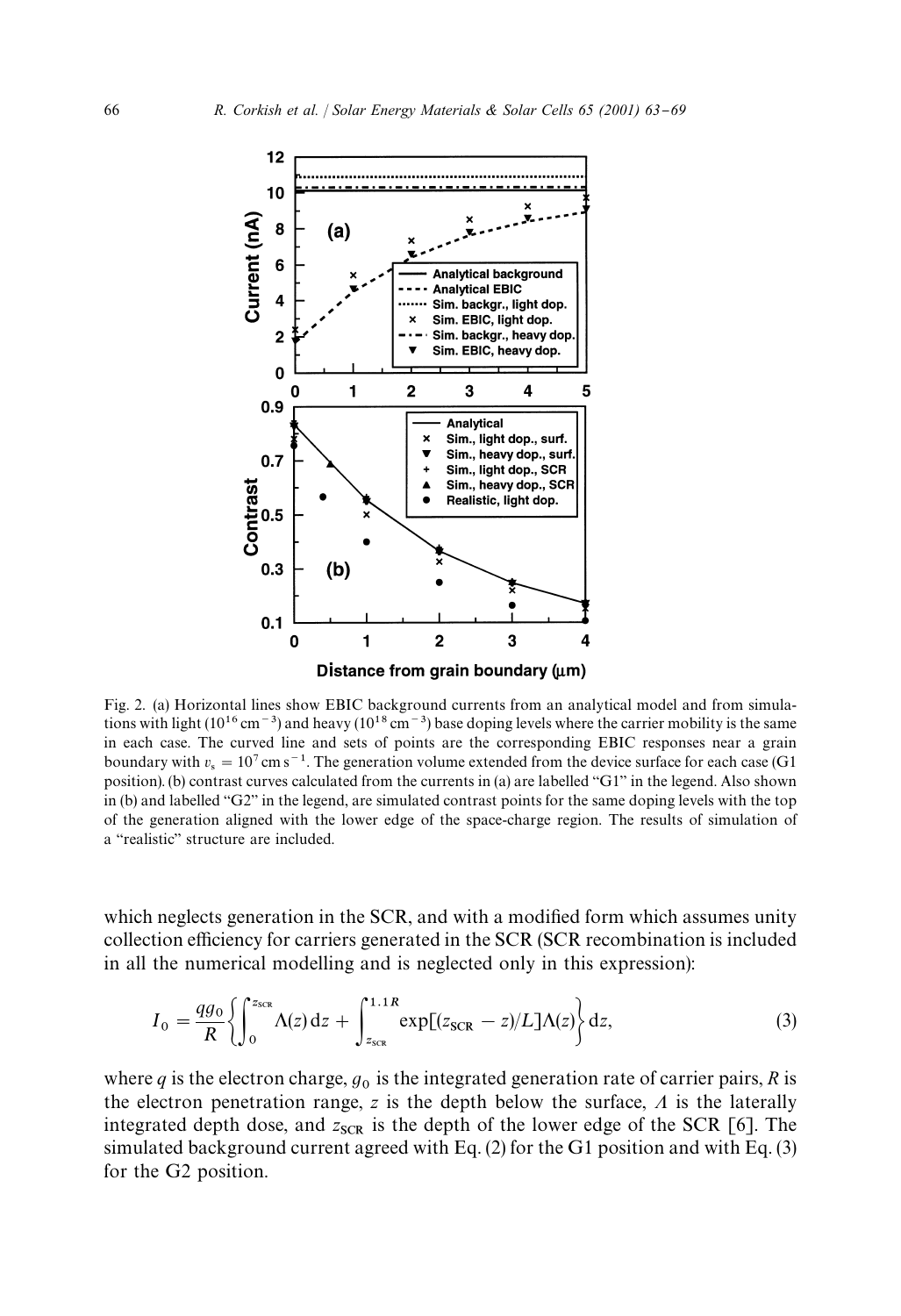Fig. 2. (a) Horizontal lines show EBIC background currents from an analytical model and from simulations with light ($10^{16}$ cm$^{-3}$) and heavy ($10^{18}$ cm$^{-3}$) base doping levels where the carrier mobility is the same in each case. The curved line and sets of points are the corresponding EBIC responses near a grain boundary with $v_s = 10^7$ cm s$^{-1}$. The generation volume extended from the device surface for each case (G1 position). (b) contrast curves calculated from the currents in (a) are labelled "G1" in the legend. Also shown in (b) and labelled "G2" in the legend, are simulated contrast points for the same doping levels with the top of the generation aligned with the lower edge of the space-charge region. The results of simulation of a "realistic" structure are included.

which neglects generation in the SCR, and with a modified form which assumes unity collection efficiency for carriers generated in the SCR (SCR recombination is included in all the numerical modelling and is neglected only in this expression):

$$I_0 = \frac{qg_0}{R}\left\{\int_0^{z_{\text{SCR}}} \Lambda(z)\,\mathrm{d}z + \int_{z_{\text{SCR}}}^{1.1R} \exp[(z_{\text{SCR}} - z)/L]\Lambda(z)\right\}\mathrm{d}z, \tag{3}$$

where $q$ is the electron charge, $g_0$ is the integrated generation rate of carrier pairs, $R$ is the electron penetration range, $z$ is the depth below the surface, $\Lambda$ is the laterally integrated depth dose, and $z_{\text{SCR}}$ is the depth of the lower edge of the SCR [6]. The simulated background current agreed with Eq. (2) for the G1 position and with Eq. (3) for the G2 position.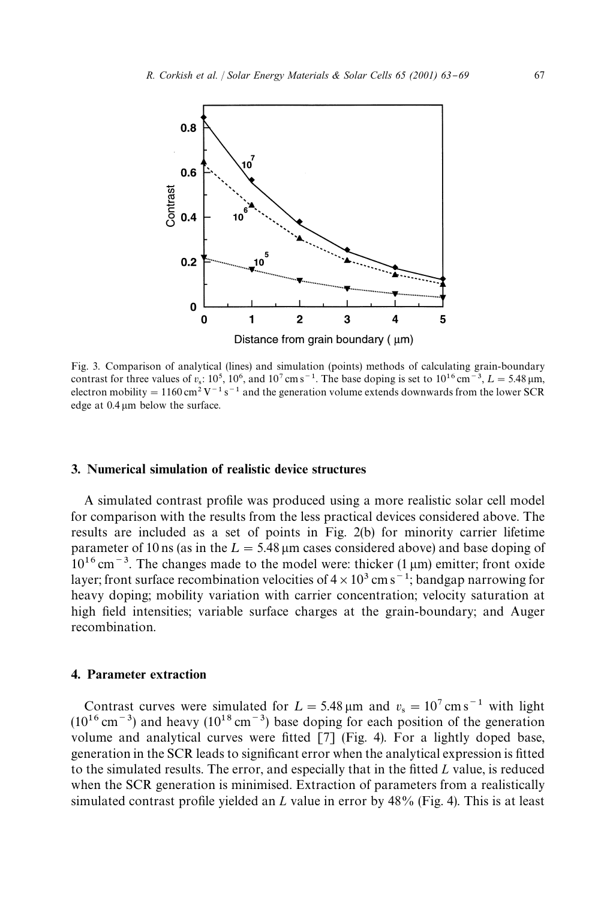Fig. 3. Comparison of analytical (lines) and simulation (points) methods of calculating grain-boundary contrast for three values of $v_s$: $10^5$, $10^6$, and $10^7\,\mathrm{cm\,s^{-1}}$. The base doping is set to $10^{16}\,\mathrm{cm^{-3}}$, $L = 5.48\,\mu\mathrm{m}$, electron mobility $= 1160\,\mathrm{cm^2\,V^{-1}\,s^{-1}}$ and the generation volume extends downwards from the lower SCR edge at $0.4\,\mu\mathrm{m}$ below the surface.

## 3. Numerical simulation of realistic device structures

A simulated contrast profile was produced using a more realistic solar cell model for comparison with the results from the less practical devices considered above. The results are included as a set of points in Fig. 2(b) for minority carrier lifetime parameter of 10 ns (as in the $L = 5.48\,\mu\mathrm{m}$ cases considered above) and base doping of $10^{16}\,\mathrm{cm^{-3}}$. The changes made to the model were: thicker ($1\,\mu\mathrm{m}$) emitter; front oxide layer; front surface recombination velocities of $4 \times 10^3\,\mathrm{cm\,s^{-1}}$; bandgap narrowing for heavy doping; mobility variation with carrier concentration; velocity saturation at high field intensities; variable surface charges at the grain-boundary; and Auger recombination.

## 4. Parameter extraction

Contrast curves were simulated for $L = 5.48\,\mu\mathrm{m}$ and $v_s = 10^7\,\mathrm{cm\,s^{-1}}$ with light ($10^{16}\,\mathrm{cm^{-3}}$) and heavy ($10^{18}\,\mathrm{cm^{-3}}$) base doping for each position of the generation volume and analytical curves were fitted [7] (Fig. 4). For a lightly doped base, generation in the SCR leads to significant error when the analytical expression is fitted to the simulated results. The error, and especially that in the fitted $L$ value, is reduced when the SCR generation is minimised. Extraction of parameters from a realistically simulated contrast profile yielded an $L$ value in error by 48% (Fig. 4). This is at least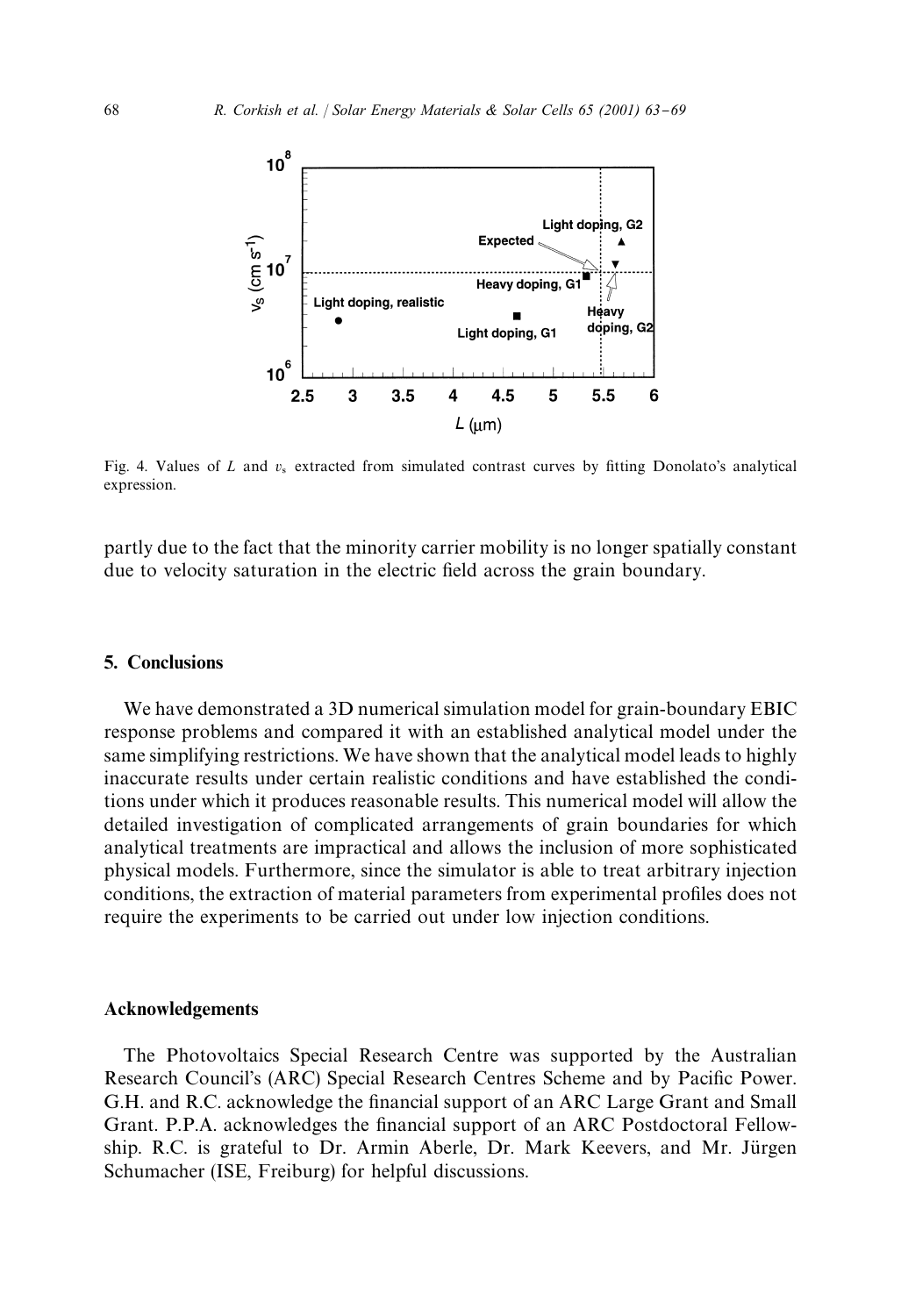Fig. 4. Values of $L$ and $v_s$ extracted from simulated contrast curves by fitting Donolato's analytical expression.

partly due to the fact that the minority carrier mobility is no longer spatially constant due to velocity saturation in the electric field across the grain boundary.

## 5. Conclusions

We have demonstrated a 3D numerical simulation model for grain-boundary EBIC response problems and compared it with an established analytical model under the same simplifying restrictions. We have shown that the analytical model leads to highly inaccurate results under certain realistic conditions and have established the conditions under which it produces reasonable results. This numerical model will allow the detailed investigation of complicated arrangements of grain boundaries for which analytical treatments are impractical and allows the inclusion of more sophisticated physical models. Furthermore, since the simulator is able to treat arbitrary injection conditions, the extraction of material parameters from experimental profiles does not require the experiments to be carried out under low injection conditions.

## Acknowledgements

The Photovoltaics Special Research Centre was supported by the Australian Research Council's (ARC) Special Research Centres Scheme and by Pacific Power. G.H. and R.C. acknowledge the financial support of an ARC Large Grant and Small Grant. P.P.A. acknowledges the financial support of an ARC Postdoctoral Fellowship. R.C. is grateful to Dr. Armin Aberle, Dr. Mark Keevers, and Mr. Jürgen Schumacher (ISE, Freiburg) for helpful discussions.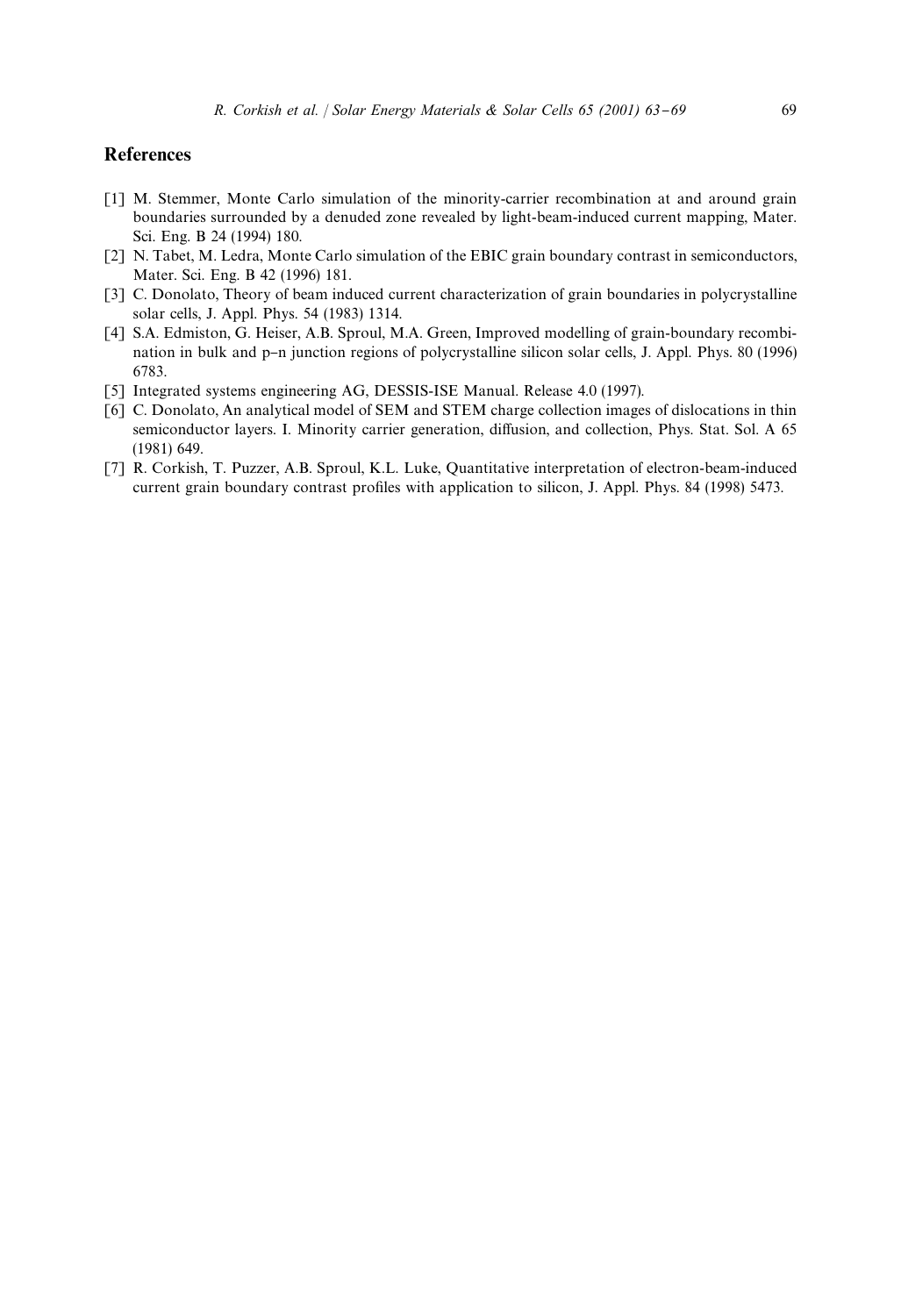## References

[1] M. Stemmer, Monte Carlo simulation of the minority-carrier recombination at and around grain boundaries surrounded by a denuded zone revealed by light-beam-induced current mapping, Mater. Sci. Eng. B 24 (1994) 180.

[2] N. Tabet, M. Ledra, Monte Carlo simulation of the EBIC grain boundary contrast in semiconductors, Mater. Sci. Eng. B 42 (1996) 181.

[3] C. Donolato, Theory of beam induced current characterization of grain boundaries in polycrystalline solar cells, J. Appl. Phys. 54 (1983) 1314.

[4] S.A. Edmiston, G. Heiser, A.B. Sproul, M.A. Green, Improved modelling of grain-boundary recombination in bulk and p–n junction regions of polycrystalline silicon solar cells, J. Appl. Phys. 80 (1996) 6783.

[5] Integrated systems engineering AG, DESSIS-ISE Manual. Release 4.0 (1997).

[6] C. Donolato, An analytical model of SEM and STEM charge collection images of dislocations in thin semiconductor layers. I. Minority carrier generation, diffusion, and collection, Phys. Stat. Sol. A 65 (1981) 649.

[7] R. Corkish, T. Puzzer, A.B. Sproul, K.L. Luke, Quantitative interpretation of electron-beam-induced current grain boundary contrast profiles with application to silicon, J. Appl. Phys. 84 (1998) 5473.